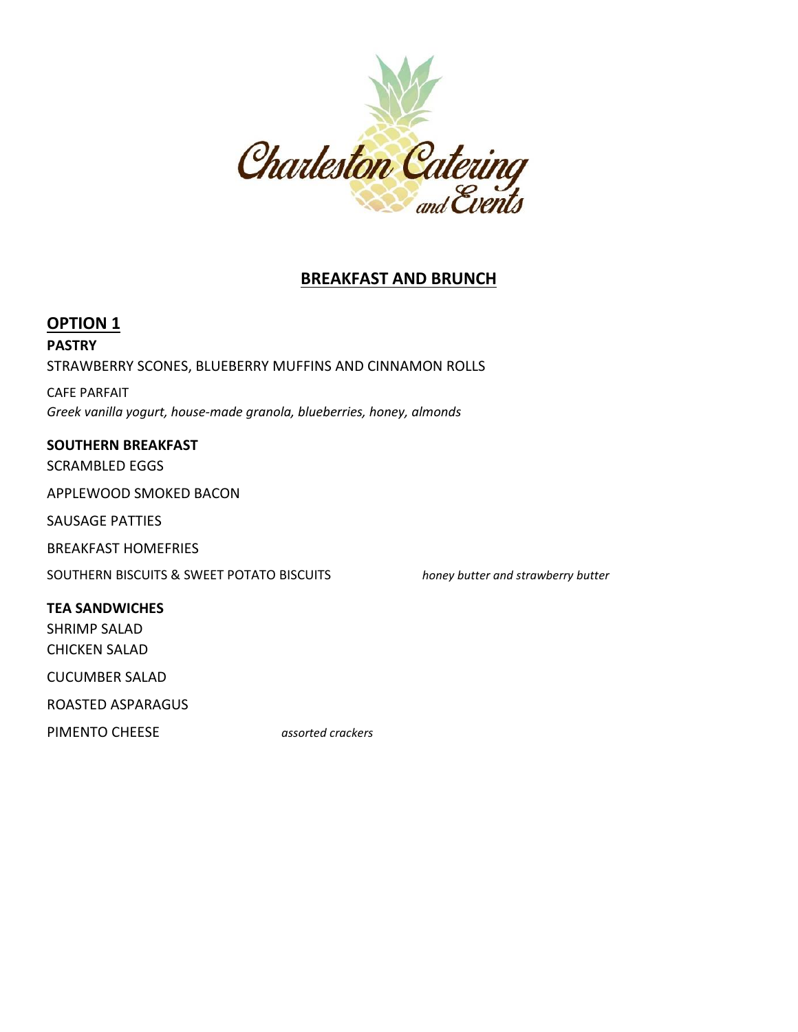Charleston Catering and Events

# BREAKFAST AND BRUNCH

## OPTION 1

**PASTRY**

STRAWBERRY SCONES, BLUEBERRY MUFFINS AND CINNAMON ROLLS

CAFE PARFAIT
*Greek vanilla yogurt, house-made granola, blueberries, honey, almonds*

**SOUTHERN BREAKFAST**

SCRAMBLED EGGS

APPLEWOOD SMOKED BACON

SAUSAGE PATTIES

BREAKFAST HOMEFRIES

SOUTHERN BISCUITS & SWEET POTATO BISCUITS *honey butter and strawberry butter*

**TEA SANDWICHES**

SHRIMP SALAD
CHICKEN SALAD

CUCUMBER SALAD

ROASTED ASPARAGUS

PIMENTO CHEESE *assorted crackers*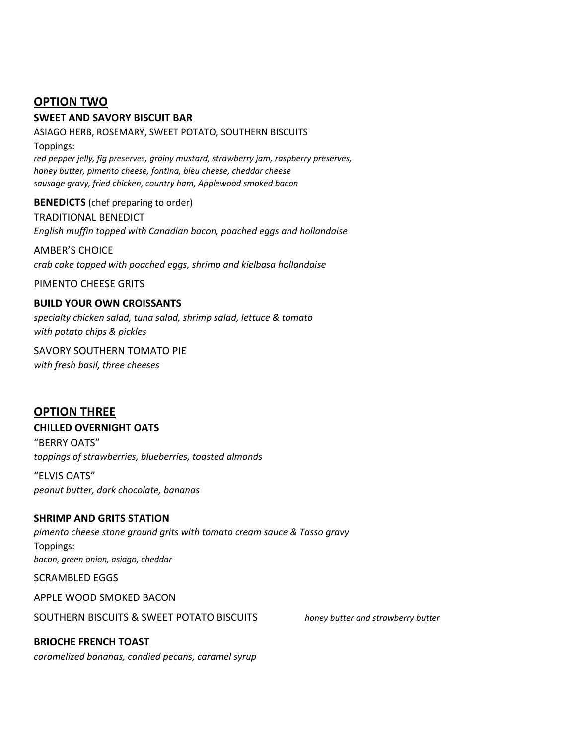## OPTION TWO

**SWEET AND SAVORY BISCUIT BAR**

ASIAGO HERB, ROSEMARY, SWEET POTATO, SOUTHERN BISCUITS

Toppings:

*red pepper jelly, fig preserves, grainy mustard, strawberry jam, raspberry preserves,*
*honey butter, pimento cheese, fontina, bleu cheese, cheddar cheese*
*sausage gravy, fried chicken, country ham, Applewood smoked bacon*

**BENEDICTS** (chef preparing to order)

TRADITIONAL BENEDICT

*English muffin topped with Canadian bacon, poached eggs and hollandaise*

AMBER'S CHOICE

*crab cake topped with poached eggs, shrimp and kielbasa hollandaise*

PIMENTO CHEESE GRITS

**BUILD YOUR OWN CROISSANTS**

*specialty chicken salad, tuna salad, shrimp salad, lettuce & tomato*
*with potato chips & pickles*

SAVORY SOUTHERN TOMATO PIE

*with fresh basil, three cheeses*

## OPTION THREE

**CHILLED OVERNIGHT OATS**

"BERRY OATS"

*toppings of strawberries, blueberries, toasted almonds*

"ELVIS OATS"

*peanut butter, dark chocolate, bananas*

**SHRIMP AND GRITS STATION**

*pimento cheese stone ground grits with tomato cream sauce & Tasso gravy*

Toppings:

*bacon, green onion, asiago, cheddar*

SCRAMBLED EGGS

APPLE WOOD SMOKED BACON

SOUTHERN BISCUITS & SWEET POTATO BISCUITS *honey butter and strawberry butter*

**BRIOCHE FRENCH TOAST**

*caramelized bananas, candied pecans, caramel syrup*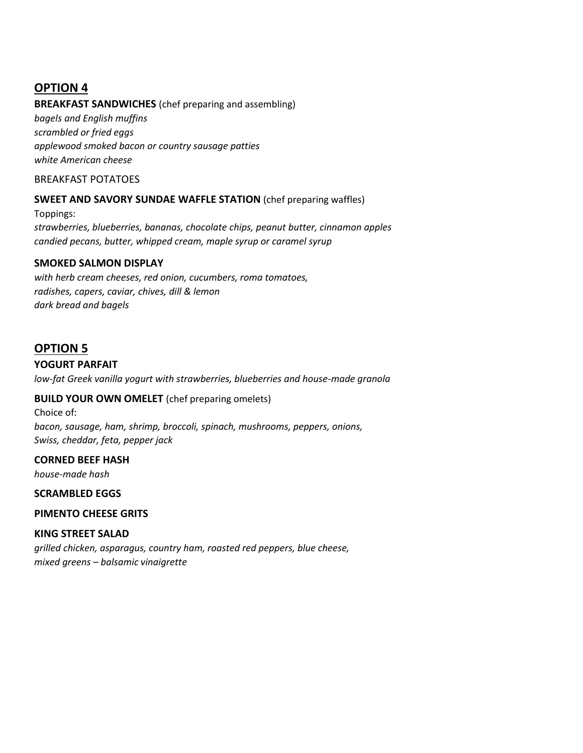## OPTION 4

**BREAKFAST SANDWICHES** (chef preparing and assembling)
*bagels and English muffins*
*scrambled or fried eggs*
*applewood smoked bacon or country sausage patties*
*white American cheese*

BREAKFAST POTATOES

**SWEET AND SAVORY SUNDAE WAFFLE STATION** (chef preparing waffles)
Toppings:
*strawberries, blueberries, bananas, chocolate chips, peanut butter, cinnamon apples*
*candied pecans, butter, whipped cream, maple syrup or caramel syrup*

**SMOKED SALMON DISPLAY**
*with herb cream cheeses, red onion, cucumbers, roma tomatoes,*
*radishes, capers, caviar, chives, dill & lemon*
*dark bread and bagels*

## OPTION 5

**YOGURT PARFAIT**
*low-fat Greek vanilla yogurt with strawberries, blueberries and house-made granola*

**BUILD YOUR OWN OMELET** (chef preparing omelets)
Choice of:
*bacon, sausage, ham, shrimp, broccoli, spinach, mushrooms, peppers, onions,*
*Swiss, cheddar, feta, pepper jack*

**CORNED BEEF HASH**
*house-made hash*

**SCRAMBLED EGGS**

**PIMENTO CHEESE GRITS**

**KING STREET SALAD**
*grilled chicken, asparagus, country ham, roasted red peppers, blue cheese,*
*mixed greens – balsamic vinaigrette*